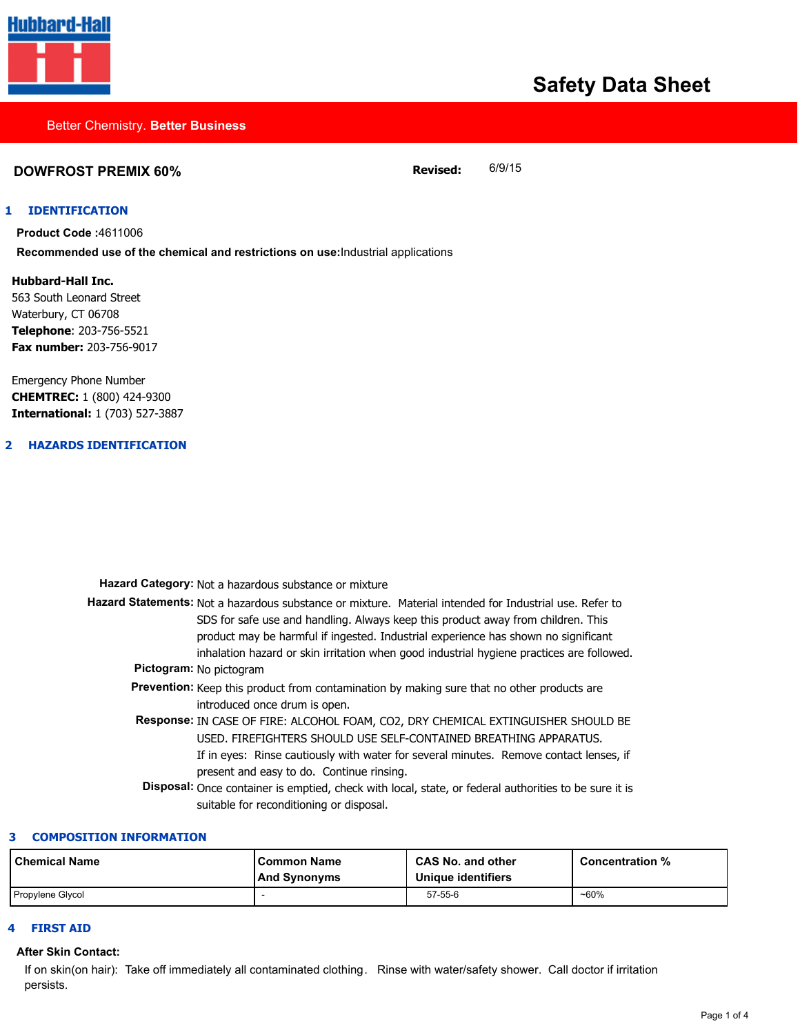Hubbard-Hall

# Safety Data Sheet

Better Chemistry. **Better Business**

**DOWFROST PREMIX 60%** **Revised:** 6/9/15

## 1 IDENTIFICATION

**Product Code :**4611006

**Recommended use of the chemical and restrictions on use:**Industrial applications

**Hubbard-Hall Inc.**
563 South Leonard Street
Waterbury, CT 06708
**Telephone**: 203-756-5521
**Fax number:** 203-756-9017

Emergency Phone Number
**CHEMTREC:** 1 (800) 424-9300
**International:** 1 (703) 527-3887

## 2 HAZARDS IDENTIFICATION

**Hazard Category:** Not a hazardous substance or mixture

**Hazard Statements:** Not a hazardous substance or mixture. Material intended for Industrial use. Refer to SDS for safe use and handling. Always keep this product away from children. This product may be harmful if ingested. Industrial experience has shown no significant inhalation hazard or skin irritation when good industrial hygiene practices are followed.

**Pictogram:** No pictogram

**Prevention:** Keep this product from contamination by making sure that no other products are introduced once drum is open.

**Response:** IN CASE OF FIRE: ALCOHOL FOAM, CO2, DRY CHEMICAL EXTINGUISHER SHOULD BE USED. FIREFIGHTERS SHOULD USE SELF-CONTAINED BREATHING APPARATUS.
If in eyes: Rinse cautiously with water for several minutes. Remove contact lenses, if present and easy to do. Continue rinsing.

**Disposal:** Once container is emptied, check with local, state, or federal authorities to be sure it is suitable for reconditioning or disposal.

## 3 COMPOSITION INFORMATION

| Chemical Name | Common Name And Synonyms | CAS No. and other Unique identifiers | Concentration % |
|---|---|---|---|
| Propylene Glycol | - | 57-55-6 | ~60% |

## 4 FIRST AID

**After Skin Contact:**

If on skin(on hair): Take off immediately all contaminated clothing. Rinse with water/safety shower. Call doctor if irritation persists.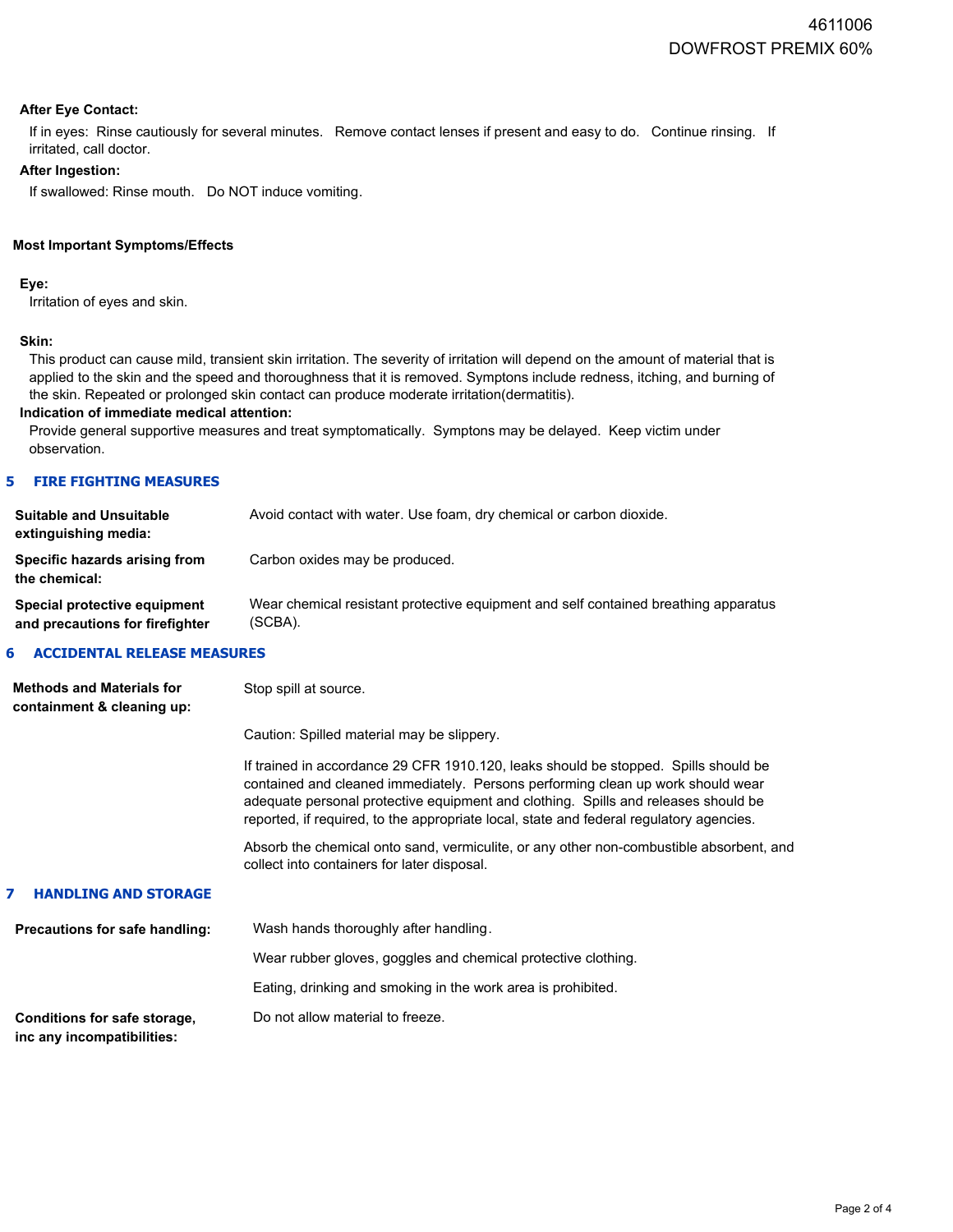**After Eye Contact:**

If in eyes: Rinse cautiously for several minutes. Remove contact lenses if present and easy to do. Continue rinsing. If irritated, call doctor.

**After Ingestion:**

If swallowed: Rinse mouth. Do NOT induce vomiting.

**Most Important Symptoms/Effects**

**Eye:**

Irritation of eyes and skin.

**Skin:**

This product can cause mild, transient skin irritation. The severity of irritation will depend on the amount of material that is applied to the skin and the speed and thoroughness that it is removed. Symptons include redness, itching, and burning of the skin. Repeated or prolonged skin contact can produce moderate irritation(dermatitis).

**Indication of immediate medical attention:**

Provide general supportive measures and treat symptomatically. Symptons may be delayed. Keep victim under observation.

## 5 FIRE FIGHTING MEASURES

**Suitable and Unsuitable extinguishing media:** Avoid contact with water. Use foam, dry chemical or carbon dioxide.

**Specific hazards arising from the chemical:** Carbon oxides may be produced.

**Special protective equipment and precautions for firefighter** Wear chemical resistant protective equipment and self contained breathing apparatus (SCBA).

## 6 ACCIDENTAL RELEASE MEASURES

**Methods and Materials for containment & cleaning up:** Stop spill at source.

Caution: Spilled material may be slippery.

If trained in accordance 29 CFR 1910.120, leaks should be stopped. Spills should be contained and cleaned immediately. Persons performing clean up work should wear adequate personal protective equipment and clothing. Spills and releases should be reported, if required, to the appropriate local, state and federal regulatory agencies.

Absorb the chemical onto sand, vermiculite, or any other non-combustible absorbent, and collect into containers for later disposal.

## 7 HANDLING AND STORAGE

**Precautions for safe handling:** Wash hands thoroughly after handling.

Wear rubber gloves, goggles and chemical protective clothing.

Eating, drinking and smoking in the work area is prohibited.

**Conditions for safe storage, inc any incompatibilities:** Do not allow material to freeze.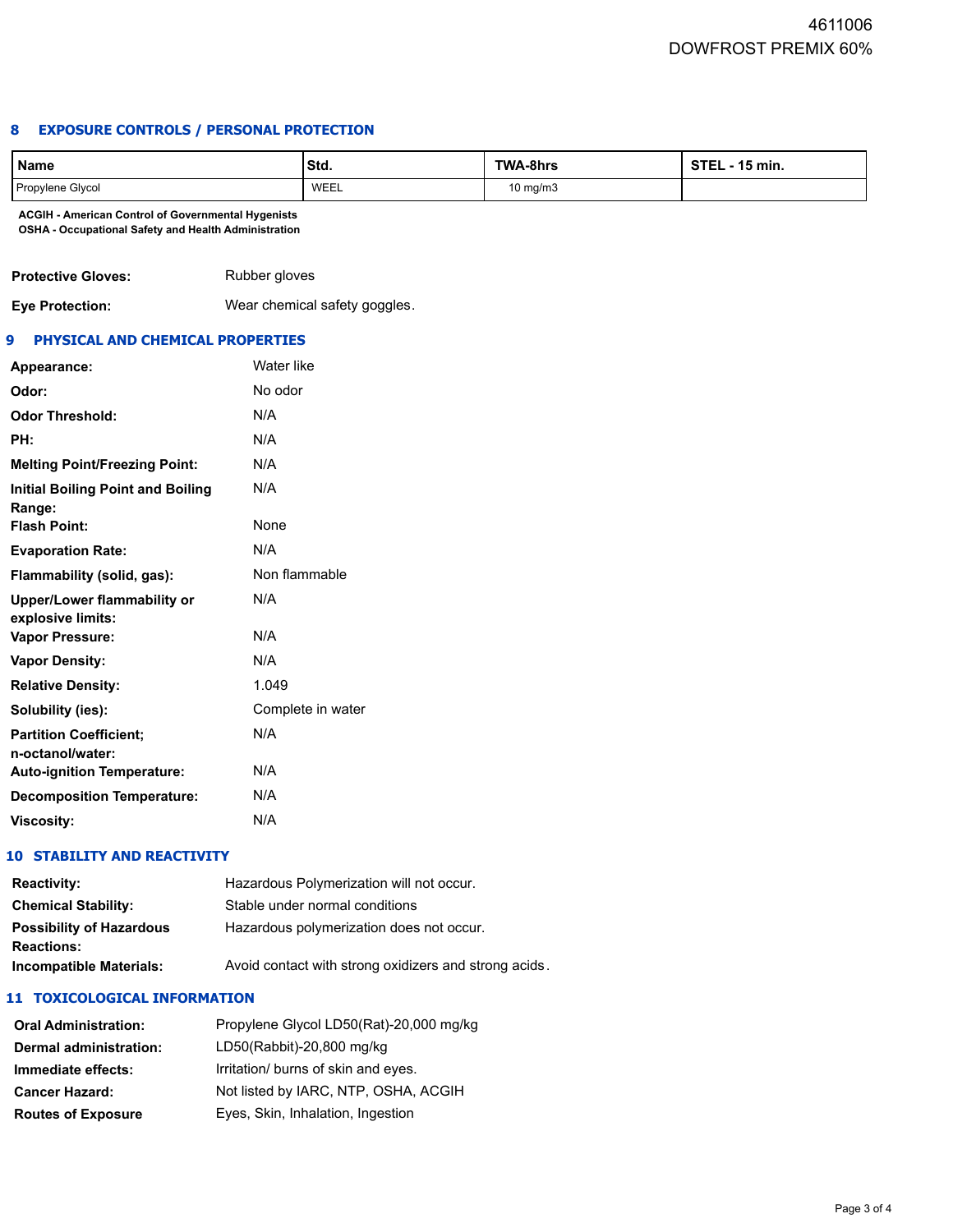## 8 EXPOSURE CONTROLS / PERSONAL PROTECTION

| Name | Std. | TWA-8hrs | STEL - 15 min. |
|---|---|---|---|
| Propylene Glycol | WEEL | 10 mg/m3 | |

**ACGIH - American Control of Governmental Hygenists**
**OSHA - Occupational Safety and Health Administration**

**Protective Gloves:** Rubber gloves

**Eye Protection:** Wear chemical safety goggles.

## 9 PHYSICAL AND CHEMICAL PROPERTIES

**Appearance:** Water like

**Odor:** No odor

**Odor Threshold:** N/A

**PH:** N/A

**Melting Point/Freezing Point:** N/A

**Initial Boiling Point and Boiling Range:** N/A

**Flash Point:** None

**Evaporation Rate:** N/A

**Flammability (solid, gas):** Non flammable

**Upper/Lower flammability or explosive limits:** N/A

**Vapor Pressure:** N/A

**Vapor Density:** N/A

**Relative Density:** 1.049

**Solubility (ies):** Complete in water

**Partition Coefficient; n-octanol/water:** N/A

**Auto-ignition Temperature:** N/A

**Decomposition Temperature:** N/A

**Viscosity:** N/A

## 10 STABILITY AND REACTIVITY

**Reactivity:** Hazardous Polymerization will not occur.

**Chemical Stability:** Stable under normal conditions

**Possibility of Hazardous Reactions:** Hazardous polymerization does not occur.

**Incompatible Materials:** Avoid contact with strong oxidizers and strong acids.

## 11 TOXICOLOGICAL INFORMATION

**Oral Administration:** Propylene Glycol LD50(Rat)-20,000 mg/kg

**Dermal administration:** LD50(Rabbit)-20,800 mg/kg

**Immediate effects:** Irritation/ burns of skin and eyes.

**Cancer Hazard:** Not listed by IARC, NTP, OSHA, ACGIH

**Routes of Exposure** Eyes, Skin, Inhalation, Ingestion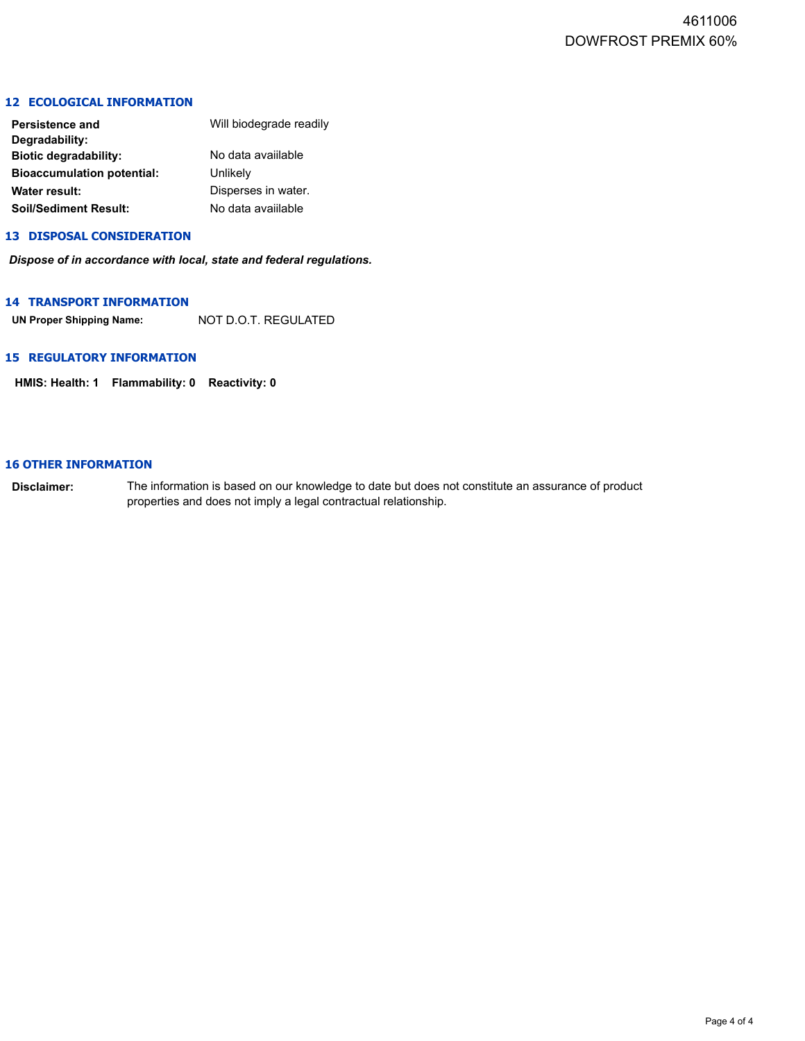## 12 ECOLOGICAL INFORMATION

| | |
|---|---|
| **Persistence and Degradability:** | Will biodegrade readily |
| **Biotic degradability:** | No data avaiilable |
| **Bioaccumulation potential:** | Unlikely |
| **Water result:** | Disperses in water. |
| **Soil/Sediment Result:** | No data avaiilable |

## 13 DISPOSAL CONSIDERATION

***Dispose of in accordance with local, state and federal regulations.***

## 14 TRANSPORT INFORMATION

**UN Proper Shipping Name:** NOT D.O.T. REGULATED

## 15 REGULATORY INFORMATION

**HMIS: Health: 1 Flammability: 0 Reactivity: 0**

## 16 OTHER INFORMATION

**Disclaimer:** The information is based on our knowledge to date but does not constitute an assurance of product properties and does not imply a legal contractual relationship.